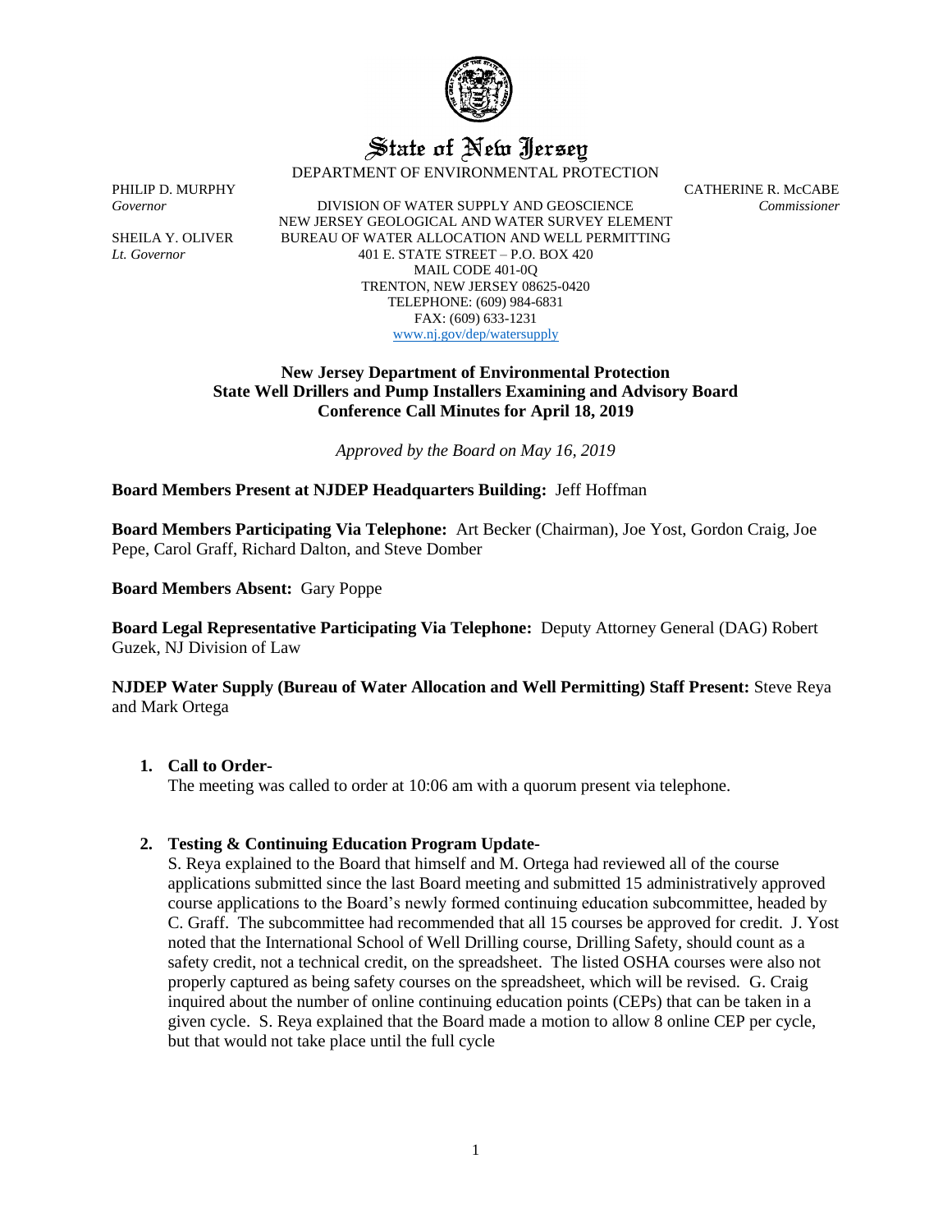# State of New Jersey

DEPARTMENT OF ENVIRONMENTAL PROTECTION

PHILIP D. MURPHY
*Governor*

SHEILA Y. OLIVER
*Lt. Governor*

DIVISION OF WATER SUPPLY AND GEOSCIENCE
NEW JERSEY GEOLOGICAL AND WATER SURVEY ELEMENT
BUREAU OF WATER ALLOCATION AND WELL PERMITTING
401 E. STATE STREET – P.O. BOX 420
MAIL CODE 401-0Q
TRENTON, NEW JERSEY 08625-0420
TELEPHONE: (609) 984-6831
FAX: (609) 633-1231
www.nj.gov/dep/watersupply

CATHERINE R. McCABE
*Commissioner*

**New Jersey Department of Environmental Protection**
**State Well Drillers and Pump Installers Examining and Advisory Board**
**Conference Call Minutes for April 18, 2019**

*Approved by the Board on May 16, 2019*

**Board Members Present at NJDEP Headquarters Building:** Jeff Hoffman

**Board Members Participating Via Telephone:** Art Becker (Chairman), Joe Yost, Gordon Craig, Joe Pepe, Carol Graff, Richard Dalton, and Steve Domber

**Board Members Absent:** Gary Poppe

**Board Legal Representative Participating Via Telephone:** Deputy Attorney General (DAG) Robert Guzek, NJ Division of Law

**NJDEP Water Supply (Bureau of Water Allocation and Well Permitting) Staff Present:** Steve Reya and Mark Ortega

1. **Call to Order-**
   The meeting was called to order at 10:06 am with a quorum present via telephone.

2. **Testing & Continuing Education Program Update-**
   S. Reya explained to the Board that himself and M. Ortega had reviewed all of the course applications submitted since the last Board meeting and submitted 15 administratively approved course applications to the Board's newly formed continuing education subcommittee, headed by C. Graff. The subcommittee had recommended that all 15 courses be approved for credit. J. Yost noted that the International School of Well Drilling course, Drilling Safety, should count as a safety credit, not a technical credit, on the spreadsheet. The listed OSHA courses were also not properly captured as being safety courses on the spreadsheet, which will be revised. G. Craig inquired about the number of online continuing education points (CEPs) that can be taken in a given cycle. S. Reya explained that the Board made a motion to allow 8 online CEP per cycle, but that would not take place until the full cycle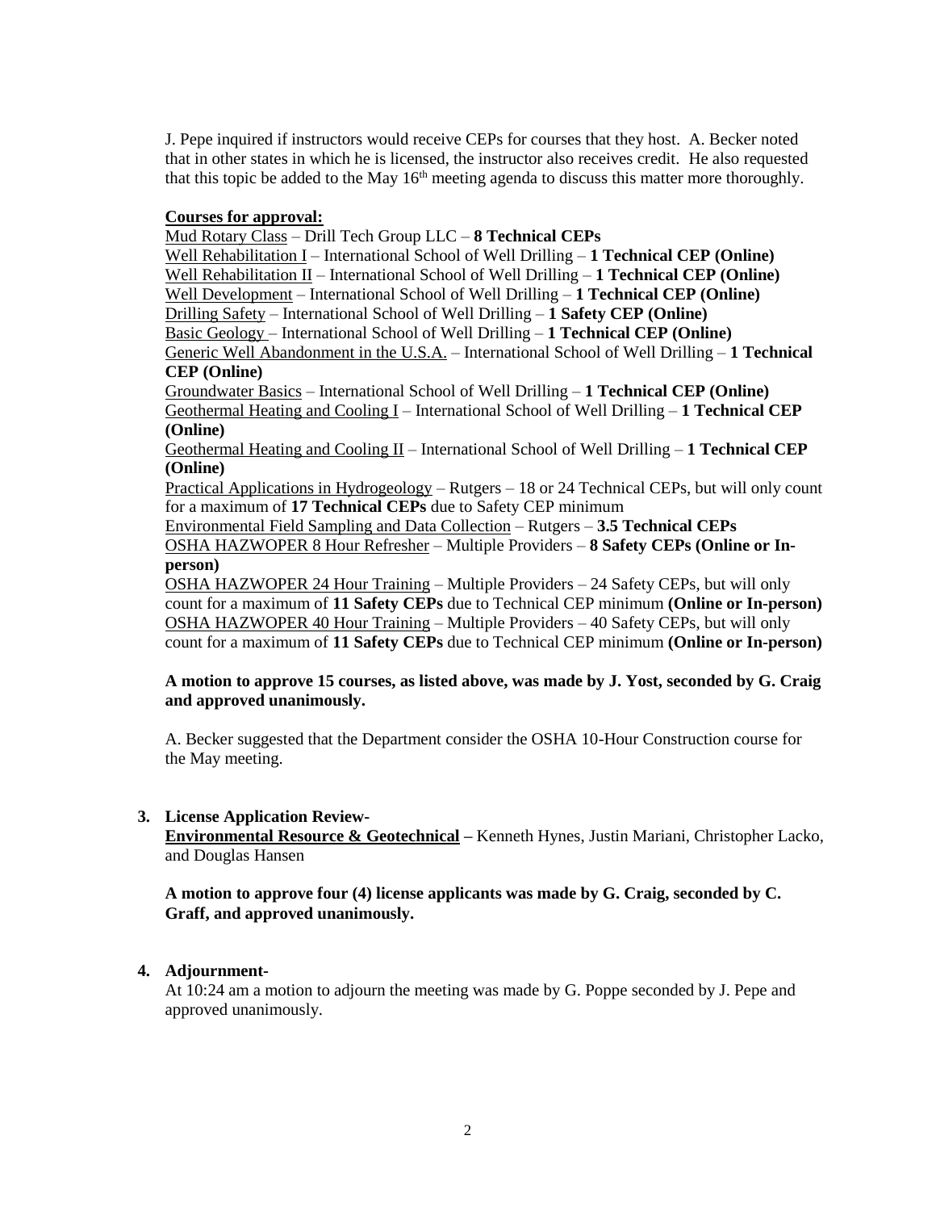J. Pepe inquired if instructors would receive CEPs for courses that they host. A. Becker noted that in other states in which he is licensed, the instructor also receives credit. He also requested that this topic be added to the May 16th meeting agenda to discuss this matter more thoroughly.

**Courses for approval:**

Mud Rotary Class – Drill Tech Group LLC – **8 Technical CEPs**
Well Rehabilitation I – International School of Well Drilling – **1 Technical CEP (Online)**
Well Rehabilitation II – International School of Well Drilling – **1 Technical CEP (Online)**
Well Development – International School of Well Drilling – **1 Technical CEP (Online)**
Drilling Safety – International School of Well Drilling – **1 Safety CEP (Online)**
Basic Geology – International School of Well Drilling – **1 Technical CEP (Online)**
Generic Well Abandonment in the U.S.A. – International School of Well Drilling – **1 Technical CEP (Online)**
Groundwater Basics – International School of Well Drilling – **1 Technical CEP (Online)**
Geothermal Heating and Cooling I – International School of Well Drilling – **1 Technical CEP (Online)**
Geothermal Heating and Cooling II – International School of Well Drilling – **1 Technical CEP (Online)**
Practical Applications in Hydrogeology – Rutgers – 18 or 24 Technical CEPs, but will only count for a maximum of **17 Technical CEPs** due to Safety CEP minimum
Environmental Field Sampling and Data Collection – Rutgers – **3.5 Technical CEPs**
OSHA HAZWOPER 8 Hour Refresher – Multiple Providers – **8 Safety CEPs (Online or In-person)**
OSHA HAZWOPER 24 Hour Training – Multiple Providers – 24 Safety CEPs, but will only count for a maximum of **11 Safety CEPs** due to Technical CEP minimum **(Online or In-person)**
OSHA HAZWOPER 40 Hour Training – Multiple Providers – 40 Safety CEPs, but will only count for a maximum of **11 Safety CEPs** due to Technical CEP minimum **(Online or In-person)**

**A motion to approve 15 courses, as listed above, was made by J. Yost, seconded by G. Craig and approved unanimously.**

A. Becker suggested that the Department consider the OSHA 10-Hour Construction course for the May meeting.

**3. License Application Review-**

**Environmental Resource & Geotechnical –** Kenneth Hynes, Justin Mariani, Christopher Lacko, and Douglas Hansen

**A motion to approve four (4) license applicants was made by G. Craig, seconded by C. Graff, and approved unanimously.**

**4. Adjournment-**

At 10:24 am a motion to adjourn the meeting was made by G. Poppe seconded by J. Pepe and approved unanimously.